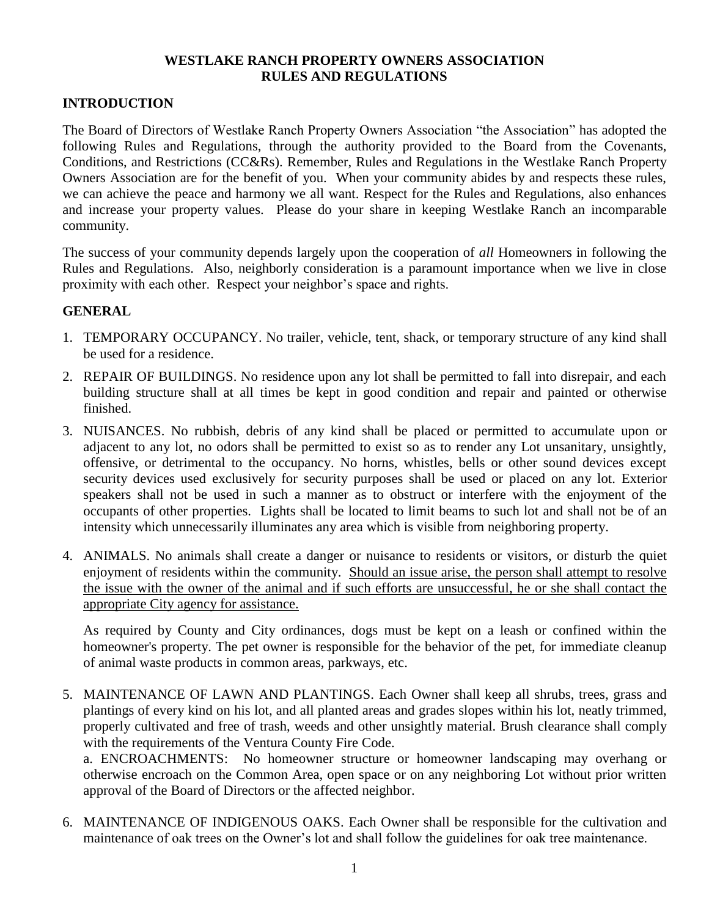# WESTLAKE RANCH PROPERTY OWNERS ASSOCIATION
# RULES AND REGULATIONS

## INTRODUCTION

The Board of Directors of Westlake Ranch Property Owners Association "the Association" has adopted the following Rules and Regulations, through the authority provided to the Board from the Covenants, Conditions, and Restrictions (CC&Rs). Remember, Rules and Regulations in the Westlake Ranch Property Owners Association are for the benefit of you. When your community abides by and respects these rules, we can achieve the peace and harmony we all want. Respect for the Rules and Regulations, also enhances and increase your property values. Please do your share in keeping Westlake Ranch an incomparable community.

The success of your community depends largely upon the cooperation of *all* Homeowners in following the Rules and Regulations. Also, neighborly consideration is a paramount importance when we live in close proximity with each other. Respect your neighbor's space and rights.

## GENERAL

1. TEMPORARY OCCUPANCY. No trailer, vehicle, tent, shack, or temporary structure of any kind shall be used for a residence.

2. REPAIR OF BUILDINGS. No residence upon any lot shall be permitted to fall into disrepair, and each building structure shall at all times be kept in good condition and repair and painted or otherwise finished.

3. NUISANCES. No rubbish, debris of any kind shall be placed or permitted to accumulate upon or adjacent to any lot, no odors shall be permitted to exist so as to render any Lot unsanitary, unsightly, offensive, or detrimental to the occupancy. No horns, whistles, bells or other sound devices except security devices used exclusively for security purposes shall be used or placed on any lot. Exterior speakers shall not be used in such a manner as to obstruct or interfere with the enjoyment of the occupants of other properties. Lights shall be located to limit beams to such lot and shall not be of an intensity which unnecessarily illuminates any area which is visible from neighboring property.

4. ANIMALS. No animals shall create a danger or nuisance to residents or visitors, or disturb the quiet enjoyment of residents within the community. <u>Should an issue arise, the person shall attempt to resolve the issue with the owner of the animal and if such efforts are unsuccessful, he or she shall contact the appropriate City agency for assistance.</u>

   As required by County and City ordinances, dogs must be kept on a leash or confined within the homeowner's property. The pet owner is responsible for the behavior of the pet, for immediate cleanup of animal waste products in common areas, parkways, etc.

5. MAINTENANCE OF LAWN AND PLANTINGS. Each Owner shall keep all shrubs, trees, grass and plantings of every kind on his lot, and all planted areas and grades slopes within his lot, neatly trimmed, properly cultivated and free of trash, weeds and other unsightly material. Brush clearance shall comply with the requirements of the Ventura County Fire Code.
   a. ENCROACHMENTS: No homeowner structure or homeowner landscaping may overhang or otherwise encroach on the Common Area, open space or on any neighboring Lot without prior written approval of the Board of Directors or the affected neighbor.

6. MAINTENANCE OF INDIGENOUS OAKS. Each Owner shall be responsible for the cultivation and maintenance of oak trees on the Owner's lot and shall follow the guidelines for oak tree maintenance.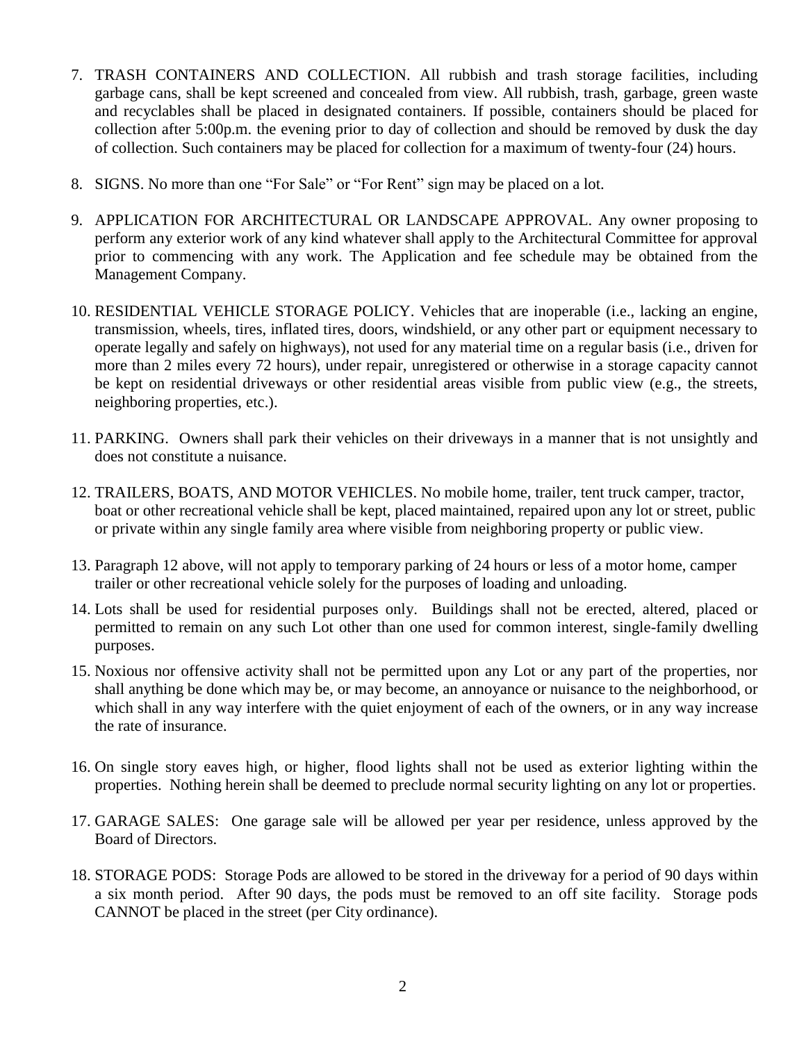7. TRASH CONTAINERS AND COLLECTION. All rubbish and trash storage facilities, including garbage cans, shall be kept screened and concealed from view. All rubbish, trash, garbage, green waste and recyclables shall be placed in designated containers. If possible, containers should be placed for collection after 5:00p.m. the evening prior to day of collection and should be removed by dusk the day of collection. Such containers may be placed for collection for a maximum of twenty-four (24) hours.

8. SIGNS. No more than one "For Sale" or "For Rent" sign may be placed on a lot.

9. APPLICATION FOR ARCHITECTURAL OR LANDSCAPE APPROVAL. Any owner proposing to perform any exterior work of any kind whatever shall apply to the Architectural Committee for approval prior to commencing with any work. The Application and fee schedule may be obtained from the Management Company.

10. RESIDENTIAL VEHICLE STORAGE POLICY. Vehicles that are inoperable (i.e., lacking an engine, transmission, wheels, tires, inflated tires, doors, windshield, or any other part or equipment necessary to operate legally and safely on highways), not used for any material time on a regular basis (i.e., driven for more than 2 miles every 72 hours), under repair, unregistered or otherwise in a storage capacity cannot be kept on residential driveways or other residential areas visible from public view (e.g., the streets, neighboring properties, etc.).

11. PARKING. Owners shall park their vehicles on their driveways in a manner that is not unsightly and does not constitute a nuisance.

12. TRAILERS, BOATS, AND MOTOR VEHICLES. No mobile home, trailer, tent truck camper, tractor, boat or other recreational vehicle shall be kept, placed maintained, repaired upon any lot or street, public or private within any single family area where visible from neighboring property or public view.

13. Paragraph 12 above, will not apply to temporary parking of 24 hours or less of a motor home, camper trailer or other recreational vehicle solely for the purposes of loading and unloading.

14. Lots shall be used for residential purposes only. Buildings shall not be erected, altered, placed or permitted to remain on any such Lot other than one used for common interest, single-family dwelling purposes.

15. Noxious nor offensive activity shall not be permitted upon any Lot or any part of the properties, nor shall anything be done which may be, or may become, an annoyance or nuisance to the neighborhood, or which shall in any way interfere with the quiet enjoyment of each of the owners, or in any way increase the rate of insurance.

16. On single story eaves high, or higher, flood lights shall not be used as exterior lighting within the properties. Nothing herein shall be deemed to preclude normal security lighting on any lot or properties.

17. GARAGE SALES: One garage sale will be allowed per year per residence, unless approved by the Board of Directors.

18. STORAGE PODS: Storage Pods are allowed to be stored in the driveway for a period of 90 days within a six month period. After 90 days, the pods must be removed to an off site facility. Storage pods CANNOT be placed in the street (per City ordinance).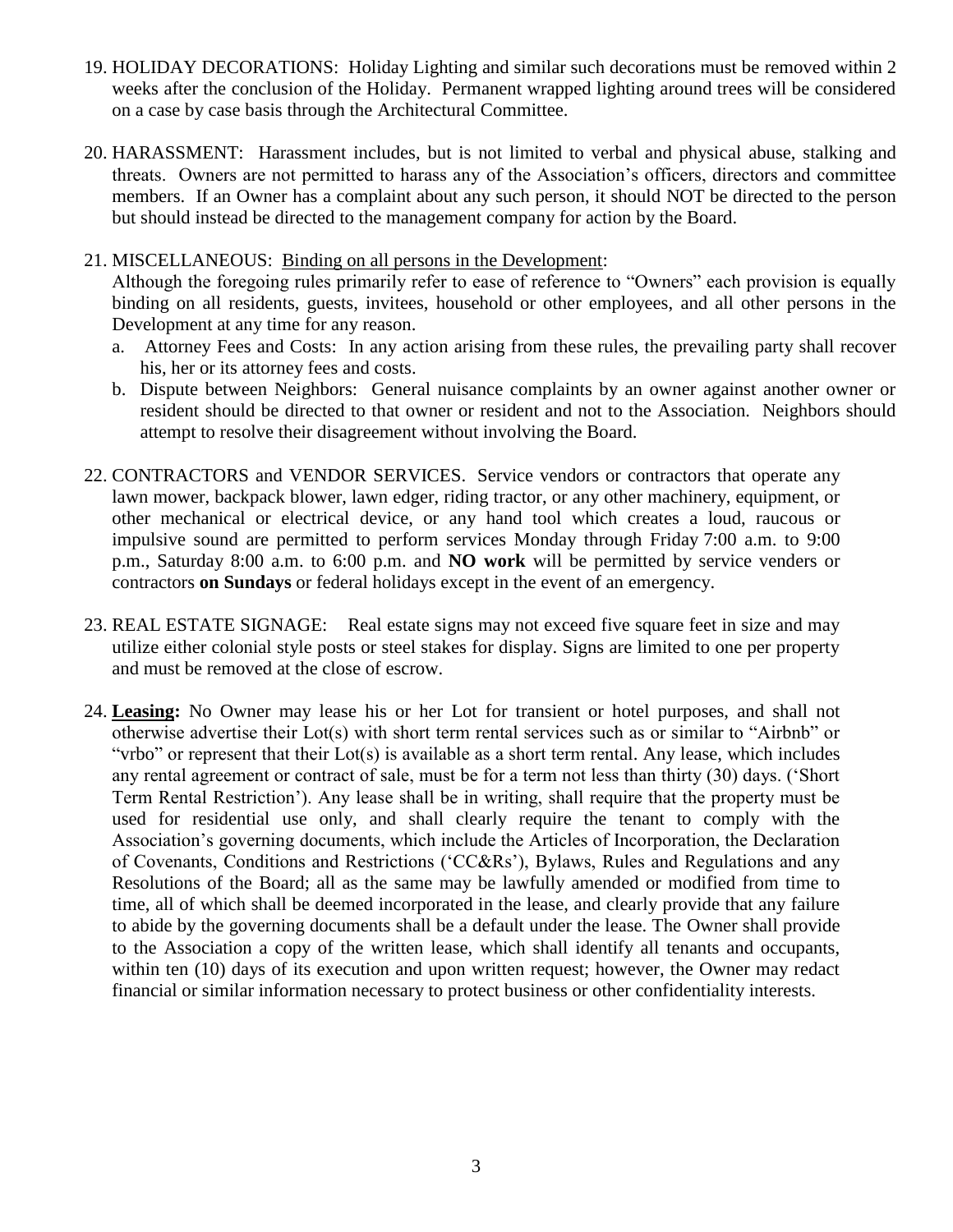19. HOLIDAY DECORATIONS: Holiday Lighting and similar such decorations must be removed within 2 weeks after the conclusion of the Holiday. Permanent wrapped lighting around trees will be considered on a case by case basis through the Architectural Committee.

20. HARASSMENT: Harassment includes, but is not limited to verbal and physical abuse, stalking and threats. Owners are not permitted to harass any of the Association's officers, directors and committee members. If an Owner has a complaint about any such person, it should NOT be directed to the person but should instead be directed to the management company for action by the Board.

21. MISCELLANEOUS: <u>Binding on all persons in the Development</u>:
    Although the foregoing rules primarily refer to ease of reference to "Owners" each provision is equally binding on all residents, guests, invitees, household or other employees, and all other persons in the Development at any time for any reason.
    a. Attorney Fees and Costs: In any action arising from these rules, the prevailing party shall recover his, her or its attorney fees and costs.
    b. Dispute between Neighbors: General nuisance complaints by an owner against another owner or resident should be directed to that owner or resident and not to the Association. Neighbors should attempt to resolve their disagreement without involving the Board.

22. CONTRACTORS and VENDOR SERVICES. Service vendors or contractors that operate any lawn mower, backpack blower, lawn edger, riding tractor, or any other machinery, equipment, or other mechanical or electrical device, or any hand tool which creates a loud, raucous or impulsive sound are permitted to perform services Monday through Friday 7:00 a.m. to 9:00 p.m., Saturday 8:00 a.m. to 6:00 p.m. and **NO work** will be permitted by service venders or contractors **on Sundays** or federal holidays except in the event of an emergency.

23. REAL ESTATE SIGNAGE: Real estate signs may not exceed five square feet in size and may utilize either colonial style posts or steel stakes for display. Signs are limited to one per property and must be removed at the close of escrow.

24. **<u>Leasing</u>:** No Owner may lease his or her Lot for transient or hotel purposes, and shall not otherwise advertise their Lot(s) with short term rental services such as or similar to "Airbnb" or "vrbo" or represent that their Lot(s) is available as a short term rental. Any lease, which includes any rental agreement or contract of sale, must be for a term not less than thirty (30) days. ('Short Term Rental Restriction'). Any lease shall be in writing, shall require that the property must be used for residential use only, and shall clearly require the tenant to comply with the Association's governing documents, which include the Articles of Incorporation, the Declaration of Covenants, Conditions and Restrictions ('CC&Rs'), Bylaws, Rules and Regulations and any Resolutions of the Board; all as the same may be lawfully amended or modified from time to time, all of which shall be deemed incorporated in the lease, and clearly provide that any failure to abide by the governing documents shall be a default under the lease. The Owner shall provide to the Association a copy of the written lease, which shall identify all tenants and occupants, within ten (10) days of its execution and upon written request; however, the Owner may redact financial or similar information necessary to protect business or other confidentiality interests.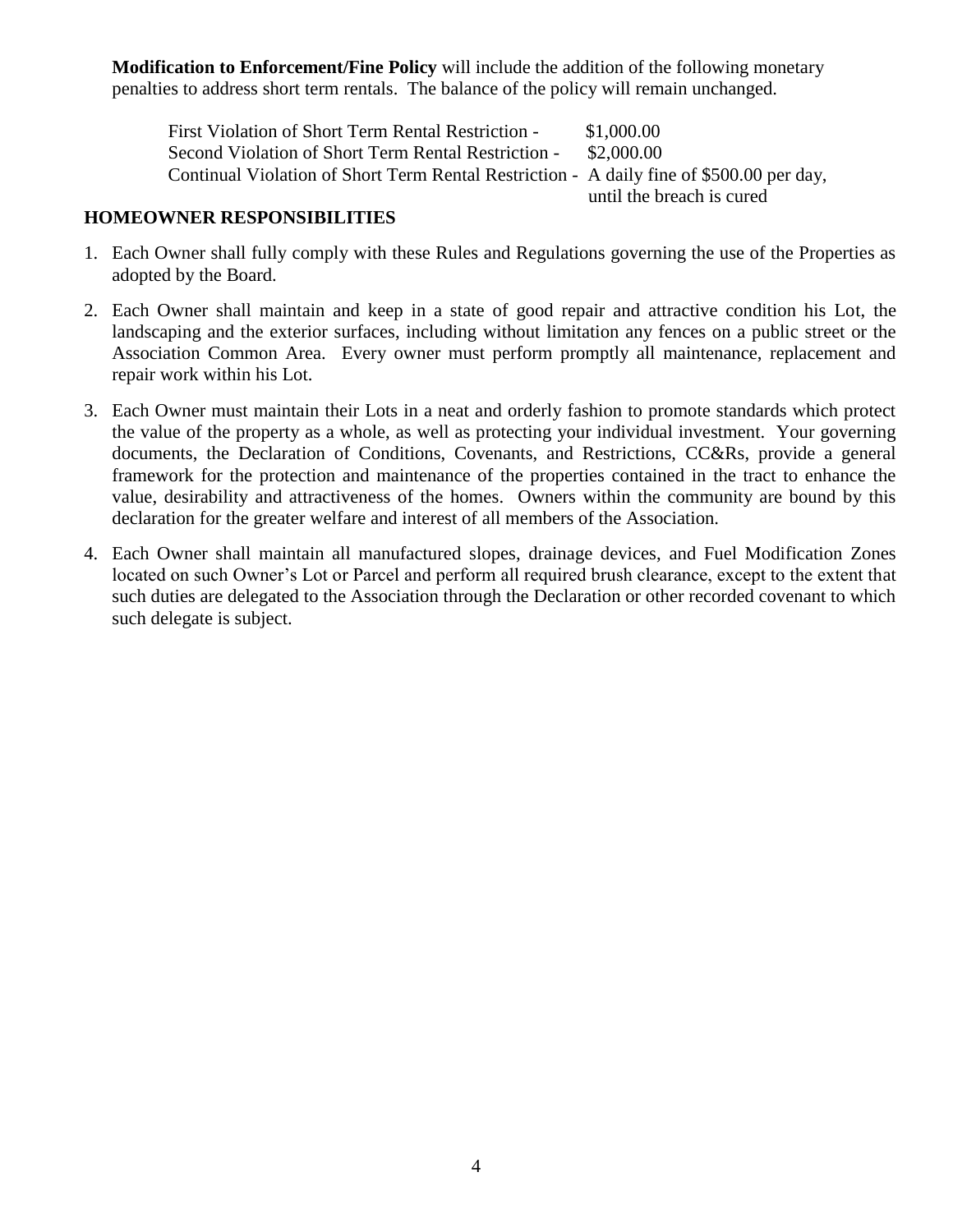**Modification to Enforcement/Fine Policy** will include the addition of the following monetary penalties to address short term rentals. The balance of the policy will remain unchanged.

| | |
|---|---|
| First Violation of Short Term Rental Restriction - | $1,000.00 |
| Second Violation of Short Term Rental Restriction - | $2,000.00 |
| Continual Violation of Short Term Rental Restriction - | A daily fine of $500.00 per day, until the breach is cured |

## HOMEOWNER RESPONSIBILITIES

1. Each Owner shall fully comply with these Rules and Regulations governing the use of the Properties as adopted by the Board.
2. Each Owner shall maintain and keep in a state of good repair and attractive condition his Lot, the landscaping and the exterior surfaces, including without limitation any fences on a public street or the Association Common Area. Every owner must perform promptly all maintenance, replacement and repair work within his Lot.
3. Each Owner must maintain their Lots in a neat and orderly fashion to promote standards which protect the value of the property as a whole, as well as protecting your individual investment. Your governing documents, the Declaration of Conditions, Covenants, and Restrictions, CC&Rs, provide a general framework for the protection and maintenance of the properties contained in the tract to enhance the value, desirability and attractiveness of the homes. Owners within the community are bound by this declaration for the greater welfare and interest of all members of the Association.
4. Each Owner shall maintain all manufactured slopes, drainage devices, and Fuel Modification Zones located on such Owner's Lot or Parcel and perform all required brush clearance, except to the extent that such duties are delegated to the Association through the Declaration or other recorded covenant to which such delegate is subject.